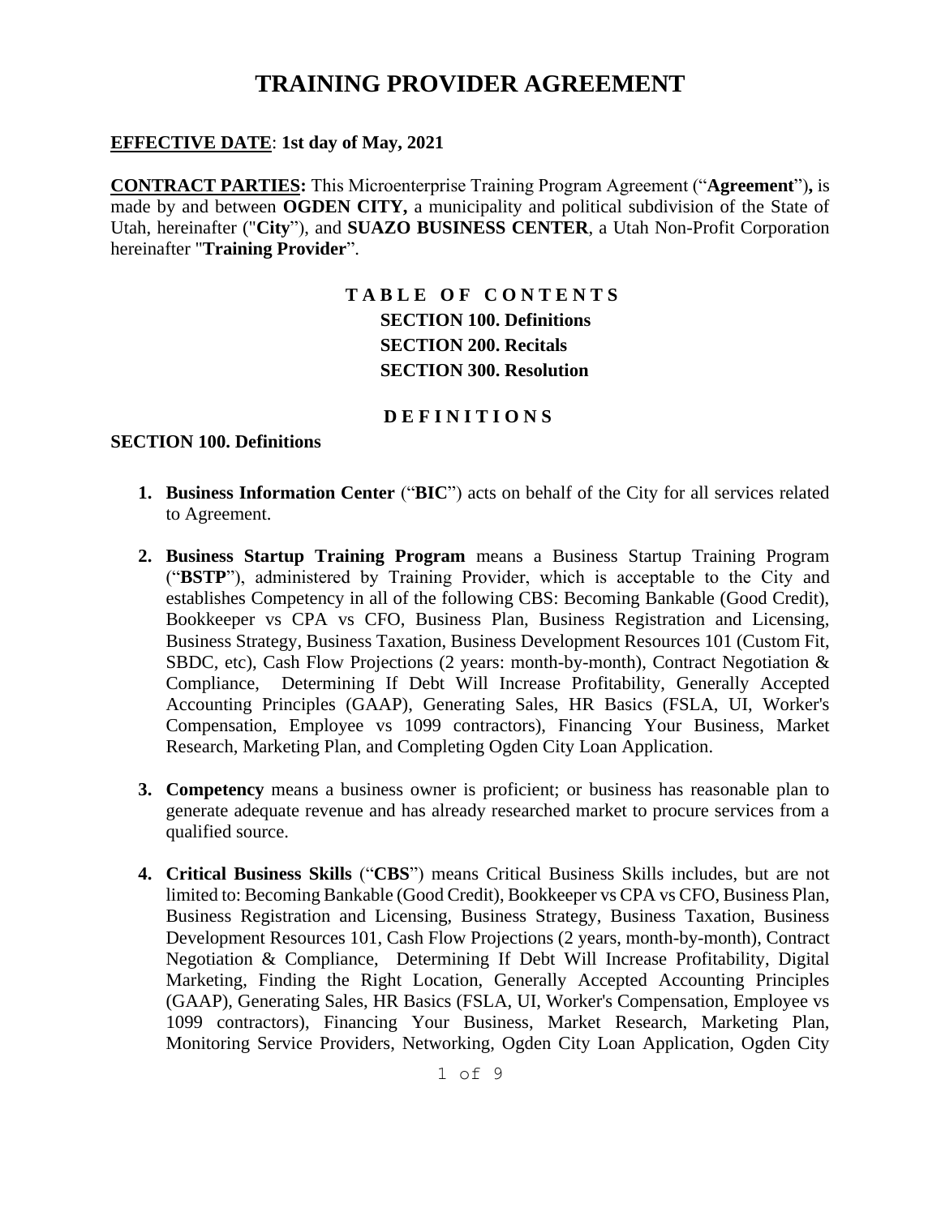# TRAINING PROVIDER AGREEMENT

**EFFECTIVE DATE**: **1st day of May, 2021**

**CONTRACT PARTIES:** This Microenterprise Training Program Agreement ("**Agreement**")**,** is made by and between **OGDEN CITY,** a municipality and political subdivision of the State of Utah, hereinafter ("**City**"), and **SUAZO BUSINESS CENTER**, a Utah Non-Profit Corporation hereinafter "**Training Provider**".

**T A B L E O F C O N T E N T S**

**SECTION 100. Definitions**

**SECTION 200. Recitals**

**SECTION 300. Resolution**

**D E F I N I T I O N S**

**SECTION 100. Definitions**

1. **Business Information Center** ("**BIC**") acts on behalf of the City for all services related to Agreement.

2. **Business Startup Training Program** means a Business Startup Training Program ("**BSTP**"), administered by Training Provider, which is acceptable to the City and establishes Competency in all of the following CBS: Becoming Bankable (Good Credit), Bookkeeper vs CPA vs CFO, Business Plan, Business Registration and Licensing, Business Strategy, Business Taxation, Business Development Resources 101 (Custom Fit, SBDC, etc), Cash Flow Projections (2 years: month-by-month), Contract Negotiation & Compliance, Determining If Debt Will Increase Profitability, Generally Accepted Accounting Principles (GAAP), Generating Sales, HR Basics (FSLA, UI, Worker's Compensation, Employee vs 1099 contractors), Financing Your Business, Market Research, Marketing Plan, and Completing Ogden City Loan Application.

3. **Competency** means a business owner is proficient; or business has reasonable plan to generate adequate revenue and has already researched market to procure services from a qualified source.

4. **Critical Business Skills** ("**CBS**") means Critical Business Skills includes, but are not limited to: Becoming Bankable (Good Credit), Bookkeeper vs CPA vs CFO, Business Plan, Business Registration and Licensing, Business Strategy, Business Taxation, Business Development Resources 101, Cash Flow Projections (2 years, month-by-month), Contract Negotiation & Compliance, Determining If Debt Will Increase Profitability, Digital Marketing, Finding the Right Location, Generally Accepted Accounting Principles (GAAP), Generating Sales, HR Basics (FSLA, UI, Worker's Compensation, Employee vs 1099 contractors), Financing Your Business, Market Research, Marketing Plan, Monitoring Service Providers, Networking, Ogden City Loan Application, Ogden City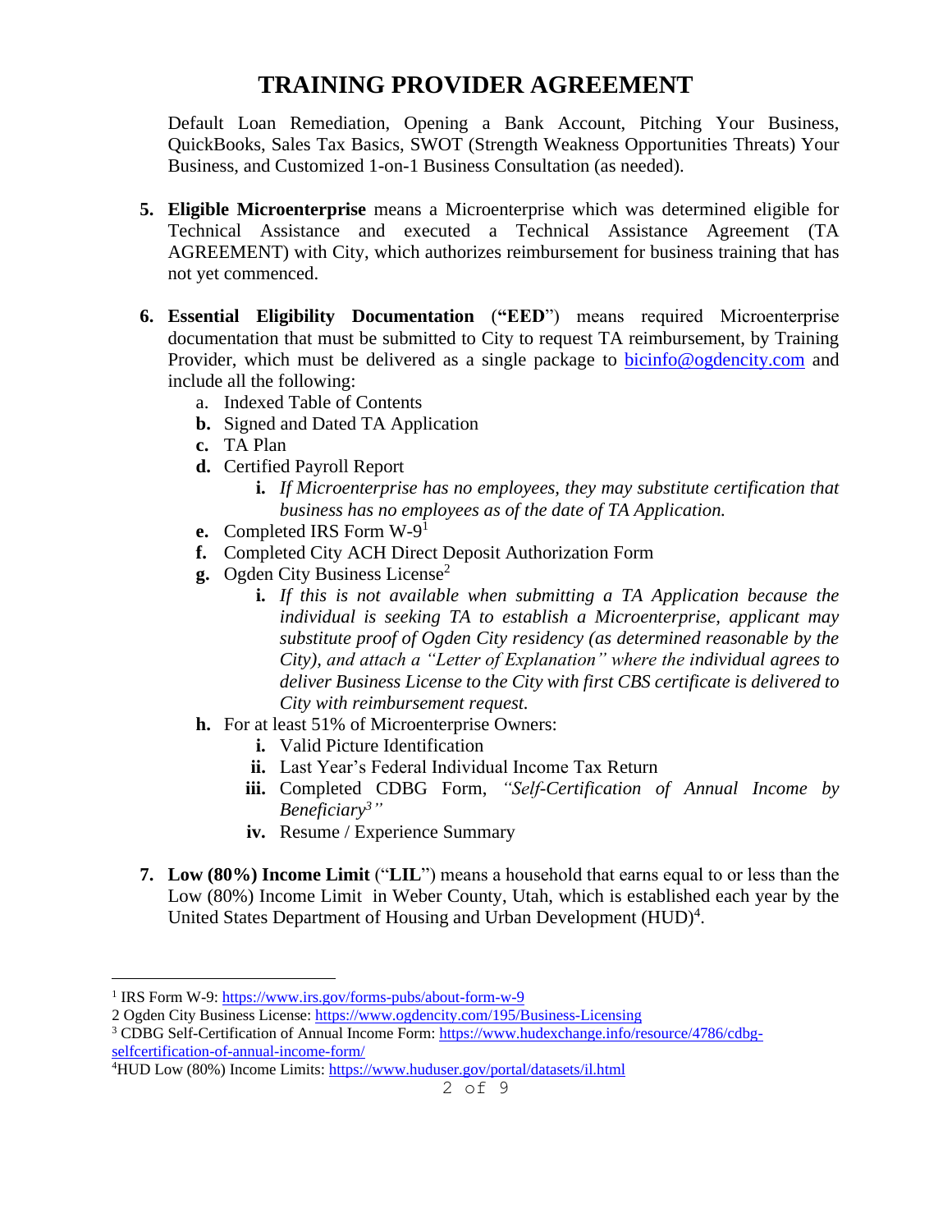# TRAINING PROVIDER AGREEMENT

Default Loan Remediation, Opening a Bank Account, Pitching Your Business, QuickBooks, Sales Tax Basics, SWOT (Strength Weakness Opportunities Threats) Your Business, and Customized 1-on-1 Business Consultation (as needed).

5. **Eligible Microenterprise** means a Microenterprise which was determined eligible for Technical Assistance and executed a Technical Assistance Agreement (TA AGREEMENT) with City, which authorizes reimbursement for business training that has not yet commenced.

6. **Essential Eligibility Documentation** (**"EED"**) means required Microenterprise documentation that must be submitted to City to request TA reimbursement, by Training Provider, which must be delivered as a single package to bicinfo@ogdencity.com and include all the following:
   a. Indexed Table of Contents
   **b.** Signed and Dated TA Application
   **c.** TA Plan
   **d.** Certified Payroll Report
      **i.** *If Microenterprise has no employees, they may substitute certification that business has no employees as of the date of TA Application.*
   **e.** Completed IRS Form W-9[1]
   **f.** Completed City ACH Direct Deposit Authorization Form
   **g.** Ogden City Business License[2]
      **i.** *If this is not available when submitting a TA Application because the individual is seeking TA to establish a Microenterprise, applicant may substitute proof of Ogden City residency (as determined reasonable by the City), and attach a "Letter of Explanation" where the individual agrees to deliver Business License to the City with first CBS certificate is delivered to City with reimbursement request.*
   **h.** For at least 51% of Microenterprise Owners:
      **i.** Valid Picture Identification
      **ii.** Last Year's Federal Individual Income Tax Return
      **iii.** Completed CDBG Form, *"Self-Certification of Annual Income by Beneficiary[3]"*
      **iv.** Resume / Experience Summary

7. **Low (80%) Income Limit** ("**LIL**") means a household that earns equal to or less than the Low (80%) Income Limit in Weber County, Utah, which is established each year by the United States Department of Housing and Urban Development (HUD)[4].

---

[1] IRS Form W-9: https://www.irs.gov/forms-pubs/about-form-w-9

[2] Ogden City Business License: https://www.ogdencity.com/195/Business-Licensing

[3] CDBG Self-Certification of Annual Income Form: https://www.hudexchange.info/resource/4786/cdbg-selfcertification-of-annual-income-form/

[4] HUD Low (80%) Income Limits: https://www.huduser.gov/portal/datasets/il.html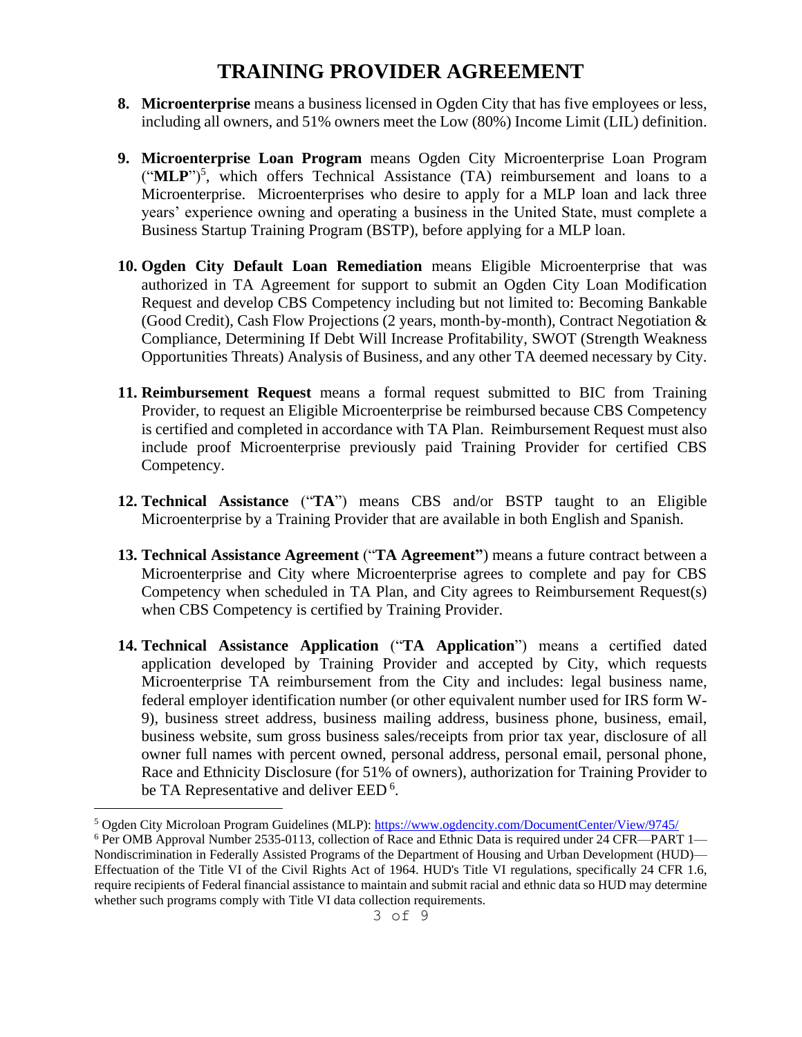# TRAINING PROVIDER AGREEMENT

8. **Microenterprise** means a business licensed in Ogden City that has five employees or less, including all owners, and 51% owners meet the Low (80%) Income Limit (LIL) definition.

9. **Microenterprise Loan Program** means Ogden City Microenterprise Loan Program ("**MLP**")[5], which offers Technical Assistance (TA) reimbursement and loans to a Microenterprise. Microenterprises who desire to apply for a MLP loan and lack three years' experience owning and operating a business in the United State, must complete a Business Startup Training Program (BSTP), before applying for a MLP loan.

10. **Ogden City Default Loan Remediation** means Eligible Microenterprise that was authorized in TA Agreement for support to submit an Ogden City Loan Modification Request and develop CBS Competency including but not limited to: Becoming Bankable (Good Credit), Cash Flow Projections (2 years, month-by-month), Contract Negotiation & Compliance, Determining If Debt Will Increase Profitability, SWOT (Strength Weakness Opportunities Threats) Analysis of Business, and any other TA deemed necessary by City.

11. **Reimbursement Request** means a formal request submitted to BIC from Training Provider, to request an Eligible Microenterprise be reimbursed because CBS Competency is certified and completed in accordance with TA Plan. Reimbursement Request must also include proof Microenterprise previously paid Training Provider for certified CBS Competency.

12. **Technical Assistance** ("**TA**") means CBS and/or BSTP taught to an Eligible Microenterprise by a Training Provider that are available in both English and Spanish.

13. **Technical Assistance Agreement** ("**TA Agreement"**) means a future contract between a Microenterprise and City where Microenterprise agrees to complete and pay for CBS Competency when scheduled in TA Plan, and City agrees to Reimbursement Request(s) when CBS Competency is certified by Training Provider.

14. **Technical Assistance Application** ("**TA Application**") means a certified dated application developed by Training Provider and accepted by City, which requests Microenterprise TA reimbursement from the City and includes: legal business name, federal employer identification number (or other equivalent number used for IRS form W-9), business street address, business mailing address, business phone, business, email, business website, sum gross business sales/receipts from prior tax year, disclosure of all owner full names with percent owned, personal address, personal email, personal phone, Race and Ethnicity Disclosure (for 51% of owners), authorization for Training Provider to be TA Representative and deliver EED [6].

---

[5] Ogden City Microloan Program Guidelines (MLP): https://www.ogdencity.com/DocumentCenter/View/9745/

[6] Per OMB Approval Number 2535-0113, collection of Race and Ethnic Data is required under 24 CFR—PART 1—Nondiscrimination in Federally Assisted Programs of the Department of Housing and Urban Development (HUD)—Effectuation of the Title VI of the Civil Rights Act of 1964. HUD's Title VI regulations, specifically 24 CFR 1.6, require recipients of Federal financial assistance to maintain and submit racial and ethnic data so HUD may determine whether such programs comply with Title VI data collection requirements.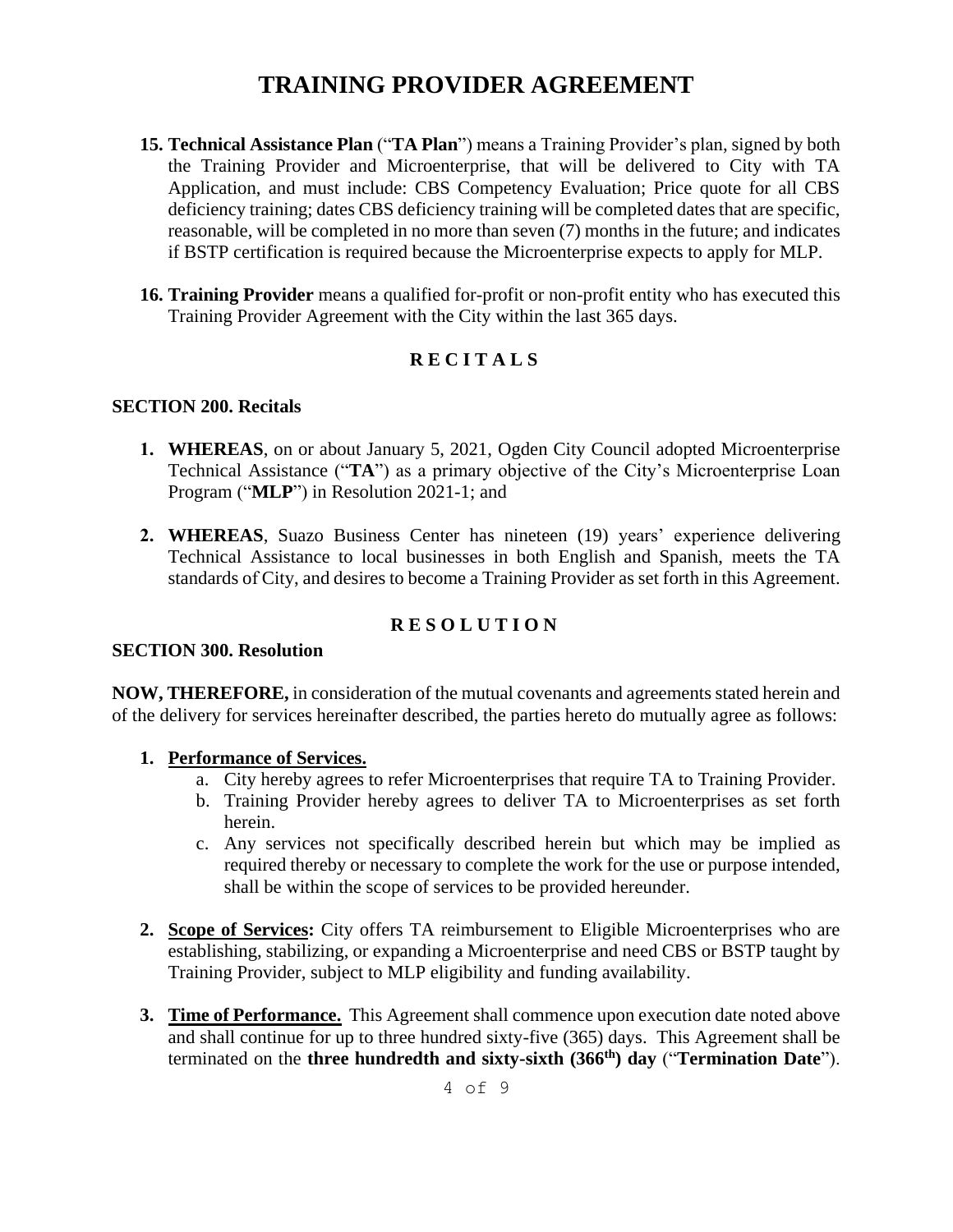# TRAINING PROVIDER AGREEMENT

15. **Technical Assistance Plan** ("**TA Plan**") means a Training Provider's plan, signed by both the Training Provider and Microenterprise, that will be delivered to City with TA Application, and must include: CBS Competency Evaluation; Price quote for all CBS deficiency training; dates CBS deficiency training will be completed dates that are specific, reasonable, will be completed in no more than seven (7) months in the future; and indicates if BSTP certification is required because the Microenterprise expects to apply for MLP.

16. **Training Provider** means a qualified for-profit or non-profit entity who has executed this Training Provider Agreement with the City within the last 365 days.

## R E C I T A L S

### SECTION 200. Recitals

1. **WHEREAS**, on or about January 5, 2021, Ogden City Council adopted Microenterprise Technical Assistance ("**TA**") as a primary objective of the City's Microenterprise Loan Program ("**MLP**") in Resolution 2021-1; and

2. **WHEREAS**, Suazo Business Center has nineteen (19) years' experience delivering Technical Assistance to local businesses in both English and Spanish, meets the TA standards of City, and desires to become a Training Provider as set forth in this Agreement.

## R E S O L U T I O N

### SECTION 300. Resolution

**NOW, THEREFORE,** in consideration of the mutual covenants and agreements stated herein and of the delivery for services hereinafter described, the parties hereto do mutually agree as follows:

1. **Performance of Services.**
   a. City hereby agrees to refer Microenterprises that require TA to Training Provider.
   b. Training Provider hereby agrees to deliver TA to Microenterprises as set forth herein.
   c. Any services not specifically described herein but which may be implied as required thereby or necessary to complete the work for the use or purpose intended, shall be within the scope of services to be provided hereunder.

2. **Scope of Services:** City offers TA reimbursement to Eligible Microenterprises who are establishing, stabilizing, or expanding a Microenterprise and need CBS or BSTP taught by Training Provider, subject to MLP eligibility and funding availability.

3. **Time of Performance.** This Agreement shall commence upon execution date noted above and shall continue for up to three hundred sixty-five (365) days. This Agreement shall be terminated on the **three hundredth and sixty-sixth (366th) day** ("**Termination Date**").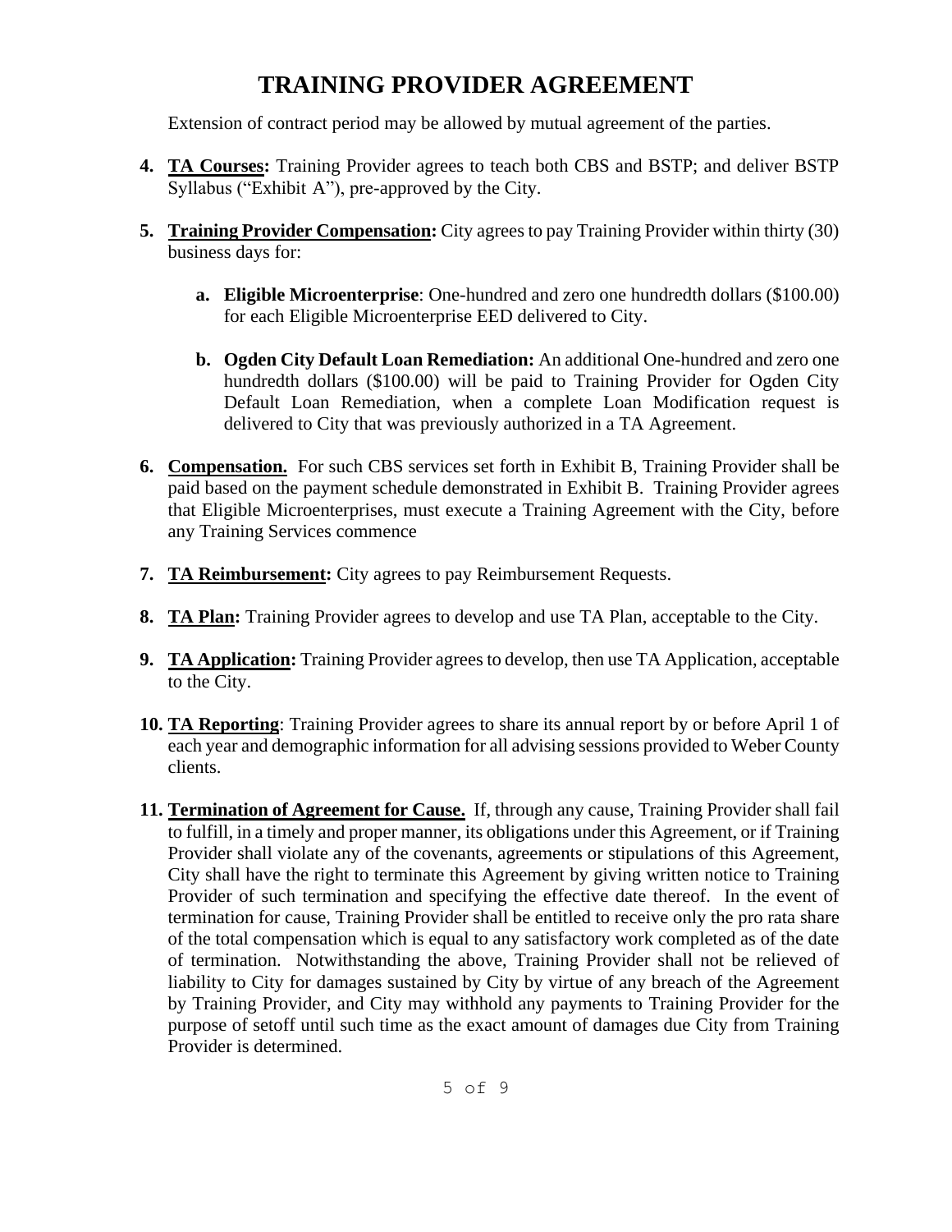# TRAINING PROVIDER AGREEMENT

Extension of contract period may be allowed by mutual agreement of the parties.

4. **TA Courses:** Training Provider agrees to teach both CBS and BSTP; and deliver BSTP Syllabus ("Exhibit A"), pre-approved by the City.

5. **Training Provider Compensation:** City agrees to pay Training Provider within thirty (30) business days for:

   a. **Eligible Microenterprise**: One-hundred and zero one hundredth dollars ($100.00) for each Eligible Microenterprise EED delivered to City.

   b. **Ogden City Default Loan Remediation:** An additional One-hundred and zero one hundredth dollars ($100.00) will be paid to Training Provider for Ogden City Default Loan Remediation, when a complete Loan Modification request is delivered to City that was previously authorized in a TA Agreement.

6. **Compensation.** For such CBS services set forth in Exhibit B, Training Provider shall be paid based on the payment schedule demonstrated in Exhibit B. Training Provider agrees that Eligible Microenterprises, must execute a Training Agreement with the City, before any Training Services commence

7. **TA Reimbursement:** City agrees to pay Reimbursement Requests.

8. **TA Plan:** Training Provider agrees to develop and use TA Plan, acceptable to the City.

9. **TA Application:** Training Provider agrees to develop, then use TA Application, acceptable to the City.

10. **TA Reporting**: Training Provider agrees to share its annual report by or before April 1 of each year and demographic information for all advising sessions provided to Weber County clients.

11. **Termination of Agreement for Cause.** If, through any cause, Training Provider shall fail to fulfill, in a timely and proper manner, its obligations under this Agreement, or if Training Provider shall violate any of the covenants, agreements or stipulations of this Agreement, City shall have the right to terminate this Agreement by giving written notice to Training Provider of such termination and specifying the effective date thereof. In the event of termination for cause, Training Provider shall be entitled to receive only the pro rata share of the total compensation which is equal to any satisfactory work completed as of the date of termination. Notwithstanding the above, Training Provider shall not be relieved of liability to City for damages sustained by City by virtue of any breach of the Agreement by Training Provider, and City may withhold any payments to Training Provider for the purpose of setoff until such time as the exact amount of damages due City from Training Provider is determined.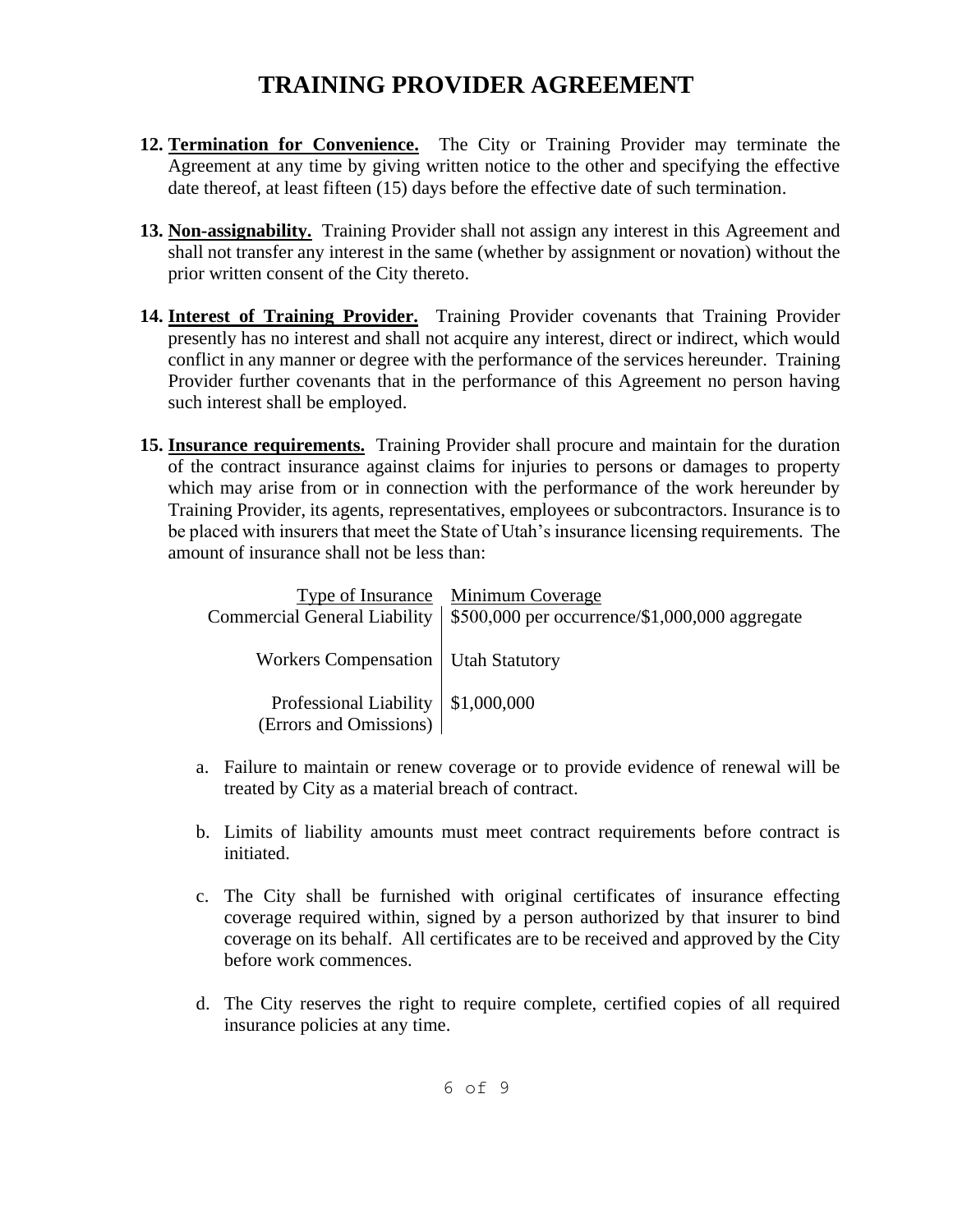# TRAINING PROVIDER AGREEMENT

12. **Termination for Convenience.** The City or Training Provider may terminate the Agreement at any time by giving written notice to the other and specifying the effective date thereof, at least fifteen (15) days before the effective date of such termination.

13. **Non-assignability.** Training Provider shall not assign any interest in this Agreement and shall not transfer any interest in the same (whether by assignment or novation) without the prior written consent of the City thereto.

14. **Interest of Training Provider.** Training Provider covenants that Training Provider presently has no interest and shall not acquire any interest, direct or indirect, which would conflict in any manner or degree with the performance of the services hereunder. Training Provider further covenants that in the performance of this Agreement no person having such interest shall be employed.

15. **Insurance requirements.** Training Provider shall procure and maintain for the duration of the contract insurance against claims for injuries to persons or damages to property which may arise from or in connection with the performance of the work hereunder by Training Provider, its agents, representatives, employees or subcontractors. Insurance is to be placed with insurers that meet the State of Utah's insurance licensing requirements. The amount of insurance shall not be less than:

| Type of Insurance | Minimum Coverage |
|---|---|
| Commercial General Liability | $500,000 per occurrence/$1,000,000 aggregate |
| Workers Compensation | Utah Statutory |
| Professional Liability (Errors and Omissions) | $1,000,000 |

   a. Failure to maintain or renew coverage or to provide evidence of renewal will be treated by City as a material breach of contract.

   b. Limits of liability amounts must meet contract requirements before contract is initiated.

   c. The City shall be furnished with original certificates of insurance effecting coverage required within, signed by a person authorized by that insurer to bind coverage on its behalf. All certificates are to be received and approved by the City before work commences.

   d. The City reserves the right to require complete, certified copies of all required insurance policies at any time.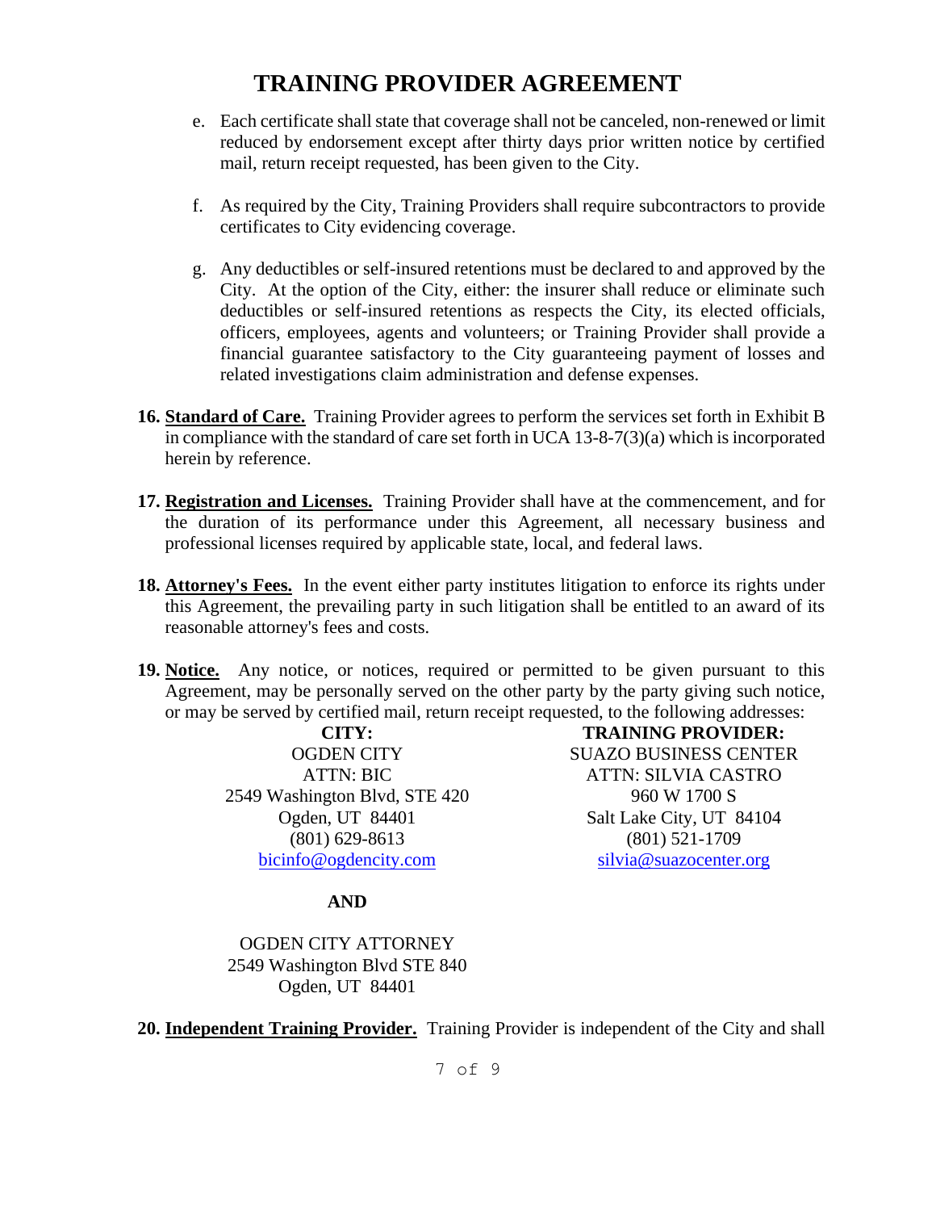e. Each certificate shall state that coverage shall not be canceled, non-renewed or limit reduced by endorsement except after thirty days prior written notice by certified mail, return receipt requested, has been given to the City.

f. As required by the City, Training Providers shall require subcontractors to provide certificates to City evidencing coverage.

g. Any deductibles or self-insured retentions must be declared to and approved by the City. At the option of the City, either: the insurer shall reduce or eliminate such deductibles or self-insured retentions as respects the City, its elected officials, officers, employees, agents and volunteers; or Training Provider shall provide a financial guarantee satisfactory to the City guaranteeing payment of losses and related investigations claim administration and defense expenses.

**16. Standard of Care.** Training Provider agrees to perform the services set forth in Exhibit B in compliance with the standard of care set forth in UCA 13-8-7(3)(a) which is incorporated herein by reference.

**17. Registration and Licenses.** Training Provider shall have at the commencement, and for the duration of its performance under this Agreement, all necessary business and professional licenses required by applicable state, local, and federal laws.

**18. Attorney's Fees.** In the event either party institutes litigation to enforce its rights under this Agreement, the prevailing party in such litigation shall be entitled to an award of its reasonable attorney's fees and costs.

**19. Notice.** Any notice, or notices, required or permitted to be given pursuant to this Agreement, may be personally served on the other party by the party giving such notice, or may be served by certified mail, return receipt requested, to the following addresses:

**CITY:**
OGDEN CITY
ATTN: BIC
2549 Washington Blvd, STE 420
Ogden, UT 84401
(801) 629-8613
bicinfo@ogdencity.com

**TRAINING PROVIDER:**
SUAZO BUSINESS CENTER
ATTN: SILVIA CASTRO
960 W 1700 S
Salt Lake City, UT 84104
(801) 521-1709
silvia@suazocenter.org

**AND**

OGDEN CITY ATTORNEY
2549 Washington Blvd STE 840
Ogden, UT 84401

**20. Independent Training Provider.** Training Provider is independent of the City and shall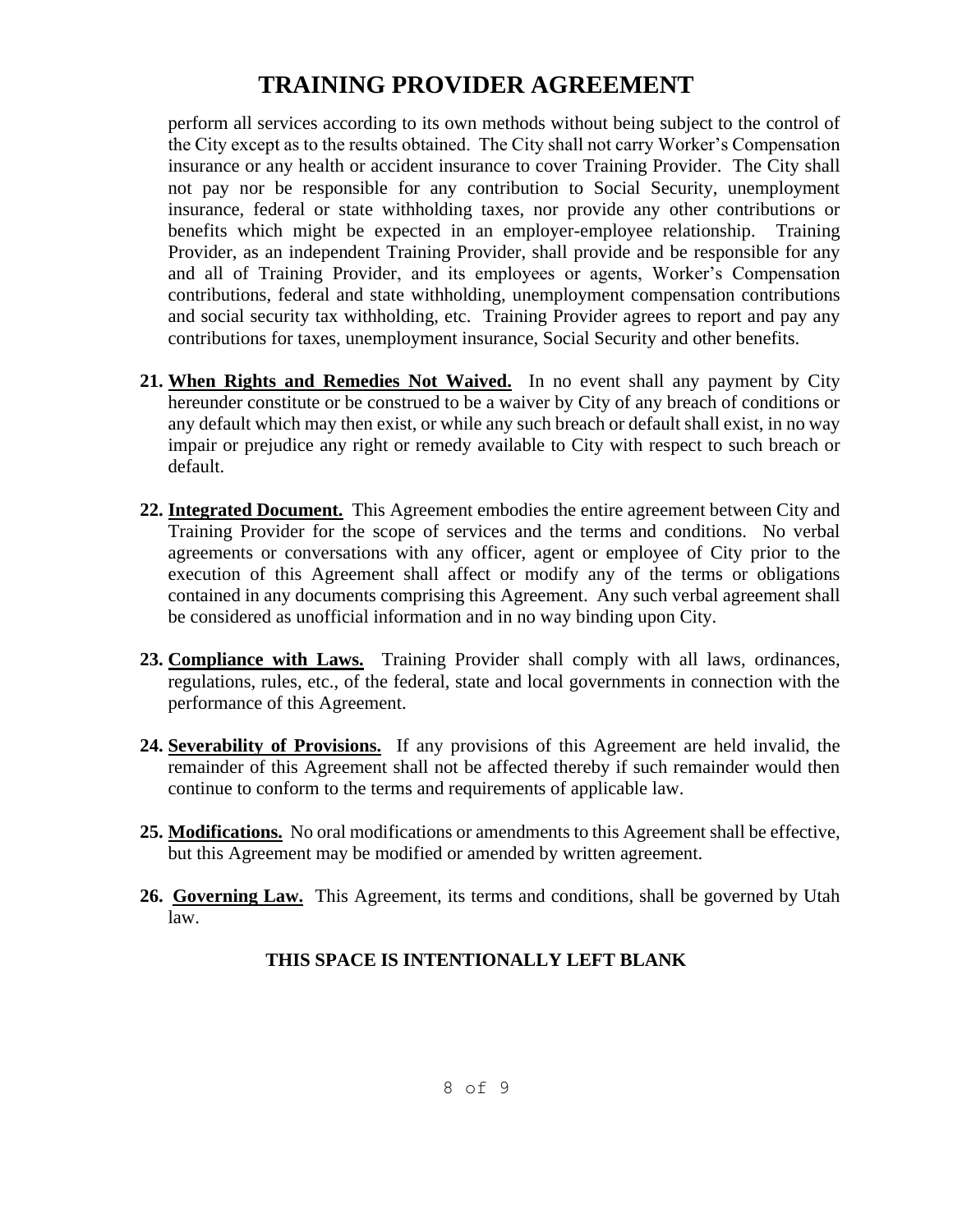perform all services according to its own methods without being subject to the control of the City except as to the results obtained. The City shall not carry Worker's Compensation insurance or any health or accident insurance to cover Training Provider. The City shall not pay nor be responsible for any contribution to Social Security, unemployment insurance, federal or state withholding taxes, nor provide any other contributions or benefits which might be expected in an employer-employee relationship. Training Provider, as an independent Training Provider, shall provide and be responsible for any and all of Training Provider, and its employees or agents, Worker's Compensation contributions, federal and state withholding, unemployment compensation contributions and social security tax withholding, etc. Training Provider agrees to report and pay any contributions for taxes, unemployment insurance, Social Security and other benefits.

**21. When Rights and Remedies Not Waived.** In no event shall any payment by City hereunder constitute or be construed to be a waiver by City of any breach of conditions or any default which may then exist, or while any such breach or default shall exist, in no way impair or prejudice any right or remedy available to City with respect to such breach or default.

**22. Integrated Document.** This Agreement embodies the entire agreement between City and Training Provider for the scope of services and the terms and conditions. No verbal agreements or conversations with any officer, agent or employee of City prior to the execution of this Agreement shall affect or modify any of the terms or obligations contained in any documents comprising this Agreement. Any such verbal agreement shall be considered as unofficial information and in no way binding upon City.

**23. Compliance with Laws.** Training Provider shall comply with all laws, ordinances, regulations, rules, etc., of the federal, state and local governments in connection with the performance of this Agreement.

**24. Severability of Provisions.** If any provisions of this Agreement are held invalid, the remainder of this Agreement shall not be affected thereby if such remainder would then continue to conform to the terms and requirements of applicable law.

**25. Modifications.** No oral modifications or amendments to this Agreement shall be effective, but this Agreement may be modified or amended by written agreement.

**26. Governing Law.** This Agreement, its terms and conditions, shall be governed by Utah law.

**THIS SPACE IS INTENTIONALLY LEFT BLANK**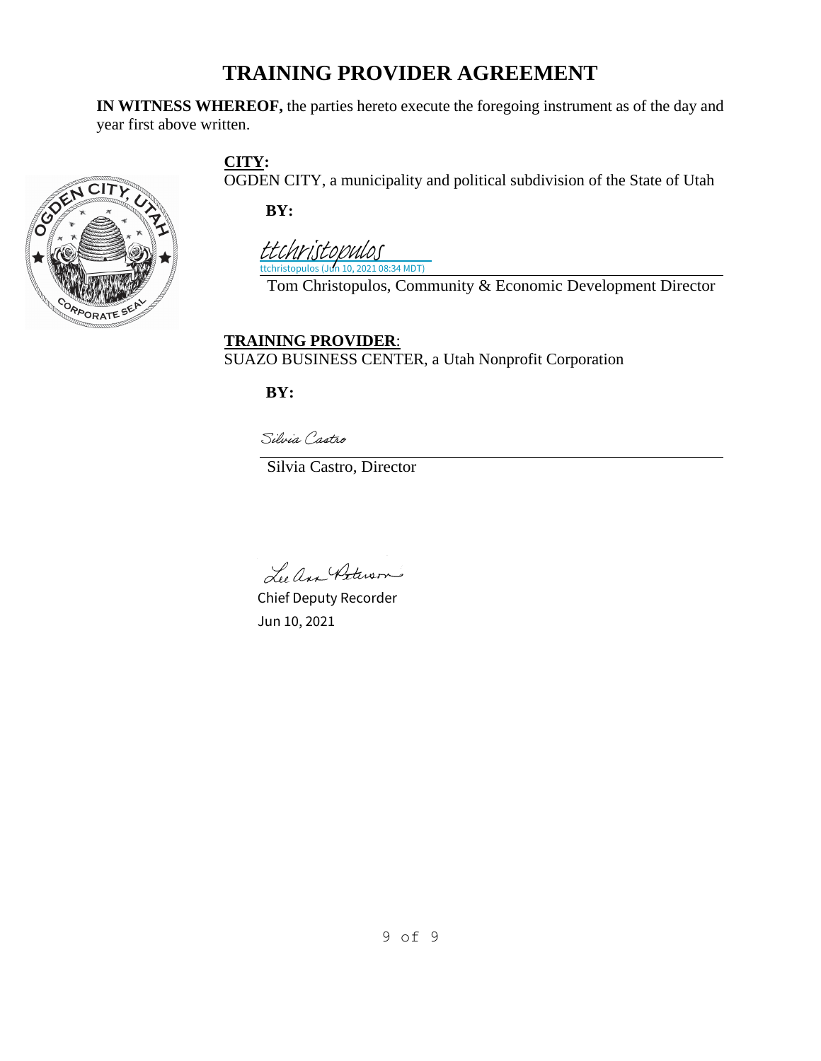# TRAINING PROVIDER AGREEMENT

**IN WITNESS WHEREOF,** the parties hereto execute the foregoing instrument as of the day and year first above written.

**CITY:**
OGDEN CITY, a municipality and political subdivision of the State of Utah

**BY:**

ttchristopulos
ttchristopulos (Jun 10, 2021 08:34 MDT)

Tom Christopulos, Community & Economic Development Director

**TRAINING PROVIDER**:
SUAZO BUSINESS CENTER, a Utah Nonprofit Corporation

**BY:**

Silvia Castro

Silvia Castro, Director

Lee Ann Peterson
Chief Deputy Recorder
Jun 10, 2021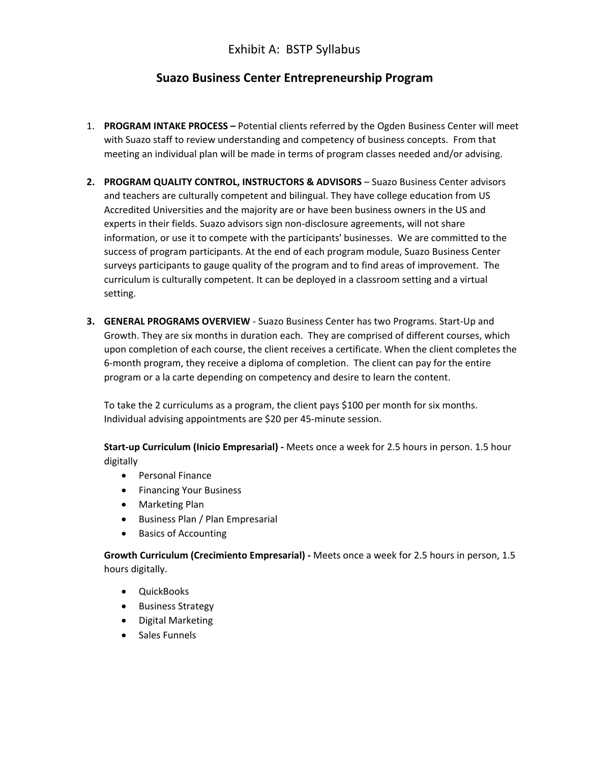# Exhibit A: BSTP Syllabus

## Suazo Business Center Entrepreneurship Program

1. **PROGRAM INTAKE PROCESS –** Potential clients referred by the Ogden Business Center will meet with Suazo staff to review understanding and competency of business concepts. From that meeting an individual plan will be made in terms of program classes needed and/or advising.

2. **PROGRAM QUALITY CONTROL, INSTRUCTORS & ADVISORS** – Suazo Business Center advisors and teachers are culturally competent and bilingual. They have college education from US Accredited Universities and the majority are or have been business owners in the US and experts in their fields. Suazo advisors sign non-disclosure agreements, will not share information, or use it to compete with the participants' businesses. We are committed to the success of program participants. At the end of each program module, Suazo Business Center surveys participants to gauge quality of the program and to find areas of improvement. The curriculum is culturally competent. It can be deployed in a classroom setting and a virtual setting.

3. **GENERAL PROGRAMS OVERVIEW** - Suazo Business Center has two Programs. Start-Up and Growth. They are six months in duration each. They are comprised of different courses, which upon completion of each course, the client receives a certificate. When the client completes the 6-month program, they receive a diploma of completion. The client can pay for the entire program or a la carte depending on competency and desire to learn the content.

   To take the 2 curriculums as a program, the client pays $100 per month for six months. Individual advising appointments are $20 per 45-minute session.

   **Start-up Curriculum (Inicio Empresarial) -** Meets once a week for 2.5 hours in person. 1.5 hour digitally

   - Personal Finance
   - Financing Your Business
   - Marketing Plan
   - Business Plan / Plan Empresarial
   - Basics of Accounting

   **Growth Curriculum (Crecimiento Empresarial) -** Meets once a week for 2.5 hours in person, 1.5 hours digitally.

   - QuickBooks
   - Business Strategy
   - Digital Marketing
   - Sales Funnels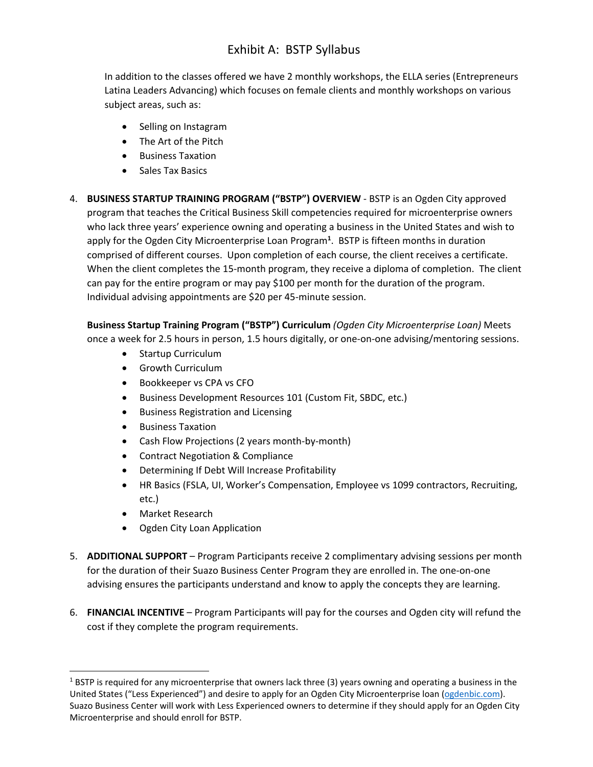# Exhibit A: BSTP Syllabus

In addition to the classes offered we have 2 monthly workshops, the ELLA series (Entrepreneurs Latina Leaders Advancing) which focuses on female clients and monthly workshops on various subject areas, such as:

- Selling on Instagram
- The Art of the Pitch
- Business Taxation
- Sales Tax Basics

4. **BUSINESS STARTUP TRAINING PROGRAM ("BSTP") OVERVIEW** - BSTP is an Ogden City approved program that teaches the Critical Business Skill competencies required for microenterprise owners who lack three years' experience owning and operating a business in the United States and wish to apply for the Ogden City Microenterprise Loan Program[1]. BSTP is fifteen months in duration comprised of different courses. Upon completion of each course, the client receives a certificate. When the client completes the 15-month program, they receive a diploma of completion. The client can pay for the entire program or may pay $100 per month for the duration of the program. Individual advising appointments are $20 per 45-minute session.

   **Business Startup Training Program ("BSTP") Curriculum** *(Ogden City Microenterprise Loan)* Meets once a week for 2.5 hours in person, 1.5 hours digitally, or one-on-one advising/mentoring sessions.

   - Startup Curriculum
   - Growth Curriculum
   - Bookkeeper vs CPA vs CFO
   - Business Development Resources 101 (Custom Fit, SBDC, etc.)
   - Business Registration and Licensing
   - Business Taxation
   - Cash Flow Projections (2 years month-by-month)
   - Contract Negotiation & Compliance
   - Determining If Debt Will Increase Profitability
   - HR Basics (FSLA, UI, Worker's Compensation, Employee vs 1099 contractors, Recruiting, etc.)
   - Market Research
   - Ogden City Loan Application

5. **ADDITIONAL SUPPORT** – Program Participants receive 2 complimentary advising sessions per month for the duration of their Suazo Business Center Program they are enrolled in. The one-on-one advising ensures the participants understand and know to apply the concepts they are learning.

6. **FINANCIAL INCENTIVE** – Program Participants will pay for the courses and Ogden city will refund the cost if they complete the program requirements.

---

[1] BSTP is required for any microenterprise that owners lack three (3) years owning and operating a business in the United States ("Less Experienced") and desire to apply for an Ogden City Microenterprise loan (ogdenbic.com). Suazo Business Center will work with Less Experienced owners to determine if they should apply for an Ogden City Microenterprise and should enroll for BSTP.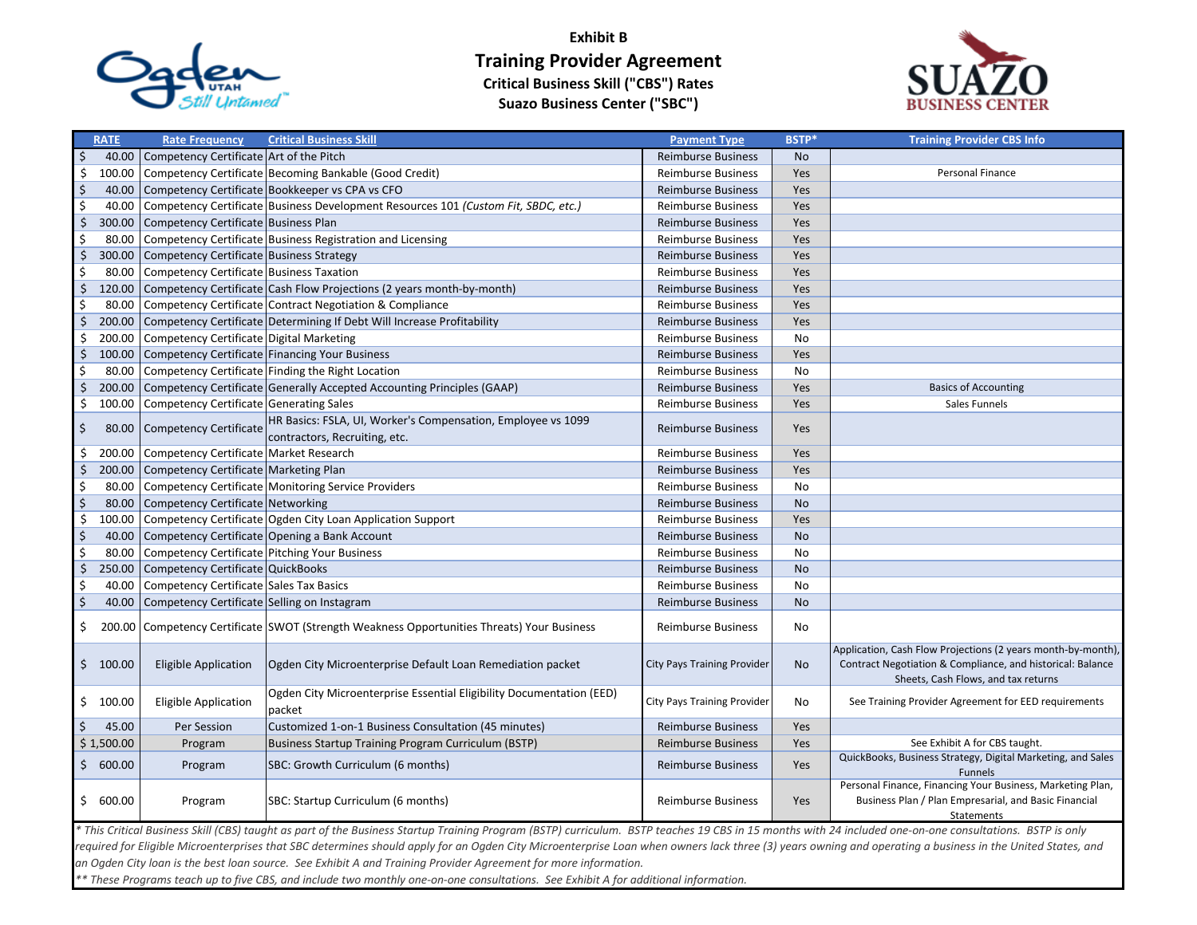**Exhibit B**

# Training Provider Agreement

**Critical Business Skill ("CBS") Rates**

**Suazo Business Center ("SBC")**

| RATE | Rate Frequency | Critical Business Skill | Payment Type | BSTP* | Training Provider CBS Info |
|---|---|---|---|---|---|
| $ 40.00 | Competency Certificate | Art of the Pitch | Reimburse Business | No | |
| $ 100.00 | Competency Certificate | Becoming Bankable (Good Credit) | Reimburse Business | Yes | Personal Finance |
| $ 40.00 | Competency Certificate | Bookkeeper vs CPA vs CFO | Reimburse Business | Yes | |
| $ 40.00 | Competency Certificate | Business Development Resources 101 *(Custom Fit, SBDC, etc.)* | Reimburse Business | Yes | |
| $ 300.00 | Competency Certificate | Business Plan | Reimburse Business | Yes | |
| $ 80.00 | Competency Certificate | Business Registration and Licensing | Reimburse Business | Yes | |
| $ 300.00 | Competency Certificate | Business Strategy | Reimburse Business | Yes | |
| $ 80.00 | Competency Certificate | Business Taxation | Reimburse Business | Yes | |
| $ 120.00 | Competency Certificate | Cash Flow Projections (2 years month-by-month) | Reimburse Business | Yes | |
| $ 80.00 | Competency Certificate | Contract Negotiation & Compliance | Reimburse Business | Yes | |
| $ 200.00 | Competency Certificate | Determining If Debt Will Increase Profitability | Reimburse Business | Yes | |
| $ 200.00 | Competency Certificate | Digital Marketing | Reimburse Business | No | |
| $ 100.00 | Competency Certificate | Financing Your Business | Reimburse Business | Yes | |
| $ 80.00 | Competency Certificate | Finding the Right Location | Reimburse Business | No | |
| $ 200.00 | Competency Certificate | Generally Accepted Accounting Principles (GAAP) | Reimburse Business | Yes | Basics of Accounting |
| $ 100.00 | Competency Certificate | Generating Sales | Reimburse Business | Yes | Sales Funnels |
| $ 80.00 | Competency Certificate | HR Basics: FSLA, UI, Worker's Compensation, Employee vs 1099 contractors, Recruiting, etc. | Reimburse Business | Yes | |
| $ 200.00 | Competency Certificate | Market Research | Reimburse Business | Yes | |
| $ 200.00 | Competency Certificate | Marketing Plan | Reimburse Business | Yes | |
| $ 80.00 | Competency Certificate | Monitoring Service Providers | Reimburse Business | No | |
| $ 80.00 | Competency Certificate | Networking | Reimburse Business | No | |
| $ 100.00 | Competency Certificate | Ogden City Loan Application Support | Reimburse Business | Yes | |
| $ 40.00 | Competency Certificate | Opening a Bank Account | Reimburse Business | No | |
| $ 80.00 | Competency Certificate | Pitching Your Business | Reimburse Business | No | |
| $ 250.00 | Competency Certificate | QuickBooks | Reimburse Business | No | |
| $ 40.00 | Competency Certificate | Sales Tax Basics | Reimburse Business | No | |
| $ 40.00 | Competency Certificate | Selling on Instagram | Reimburse Business | No | |
| $ 200.00 | Competency Certificate | SWOT (Strength Weakness Opportunities Threats) Your Business | Reimburse Business | No | |
| $ 100.00 | Eligible Application | Ogden City Microenterprise Default Loan Remediation packet | City Pays Training Provider | No | Application, Cash Flow Projections (2 years month-by-month), Contract Negotiation & Compliance, and historical: Balance Sheets, Cash Flows, and tax returns |
| $ 100.00 | Eligible Application | Ogden City Microenterprise Essential Eligibility Documentation (EED) packet | City Pays Training Provider | No | See Training Provider Agreement for EED requirements |
| $ 45.00 | Per Session | Customized 1-on-1 Business Consultation (45 minutes) | Reimburse Business | Yes | |
| $ 1,500.00 | Program | Business Startup Training Program Curriculum (BSTP) | Reimburse Business | Yes | See Exhibit A for CBS taught. |
| $ 600.00 | Program | SBC: Growth Curriculum (6 months) | Reimburse Business | Yes | QuickBooks, Business Strategy, Digital Marketing, and Sales Funnels |
| $ 600.00 | Program | SBC: Startup Curriculum (6 months) | Reimburse Business | Yes | Personal Finance, Financing Your Business, Marketing Plan, Business Plan / Plan Empresarial, and Basic Financial Statements |

*\* This Critical Business Skill (CBS) taught as part of the Business Startup Training Program (BSTP) curriculum. BSTP teaches 19 CBS in 15 months with 24 included one-on-one consultations. BSTP is only required for Eligible Microenterprises that SBC determines should apply for an Ogden City Microenterprise Loan when owners lack three (3) years owning and operating a business in the United States, and an Ogden City loan is the best loan source. See Exhibit A and Training Provider Agreement for more information.*

*\*\* These Programs teach up to five CBS, and include two monthly one-on-one consultations. See Exhibit A for additional information.*